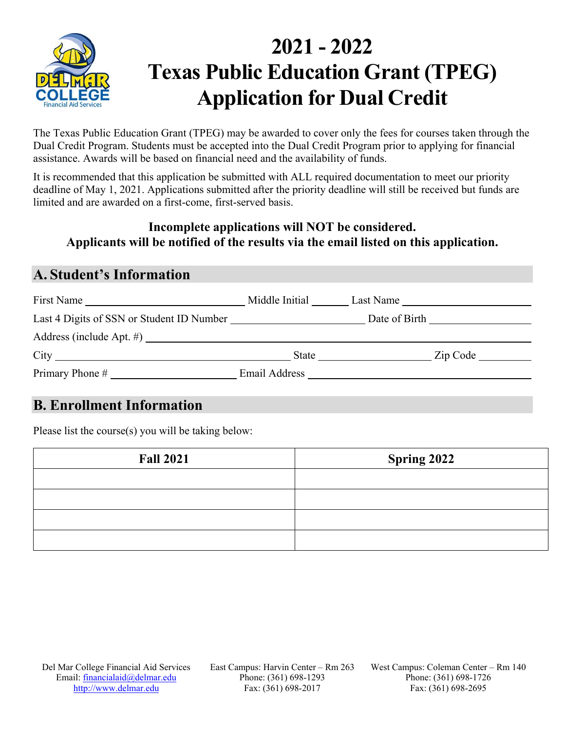# 2021 - 2022
# Texas Public Education Grant (TPEG) Application for Dual Credit

The Texas Public Education Grant (TPEG) may be awarded to cover only the fees for courses taken through the Dual Credit Program. Students must be accepted into the Dual Credit Program prior to applying for financial assistance. Awards will be based on financial need and the availability of funds.

It is recommended that this application be submitted with ALL required documentation to meet our priority deadline of May 1, 2021. Applications submitted after the priority deadline will still be received but funds are limited and are awarded on a first-come, first-served basis.

**Incomplete applications will NOT be considered.**
**Applicants will be notified of the results via the email listed on this application.**

## A. Student's Information

First Name ______________________ Middle Initial ______ Last Name ______________________

Last 4 Digits of SSN or Student ID Number ______________________ Date of Birth ________________

Address (include Apt. #) ____________________________________________________________

City ________________________________ State ________________ Zip Code __________

Primary Phone # ____________________ Email Address ______________________________________

## B. Enrollment Information

Please list the course(s) you will be taking below:

| Fall 2021 | Spring 2022 |
|---|---|
| | |
| | |
| | |
| | |

Del Mar College Financial Aid Services
Email: financialaid@delmar.edu
http://www.delmar.edu

East Campus: Harvin Center – Rm 263
Phone: (361) 698-1293
Fax: (361) 698-2017

West Campus: Coleman Center – Rm 140
Phone: (361) 698-1726
Fax: (361) 698-2695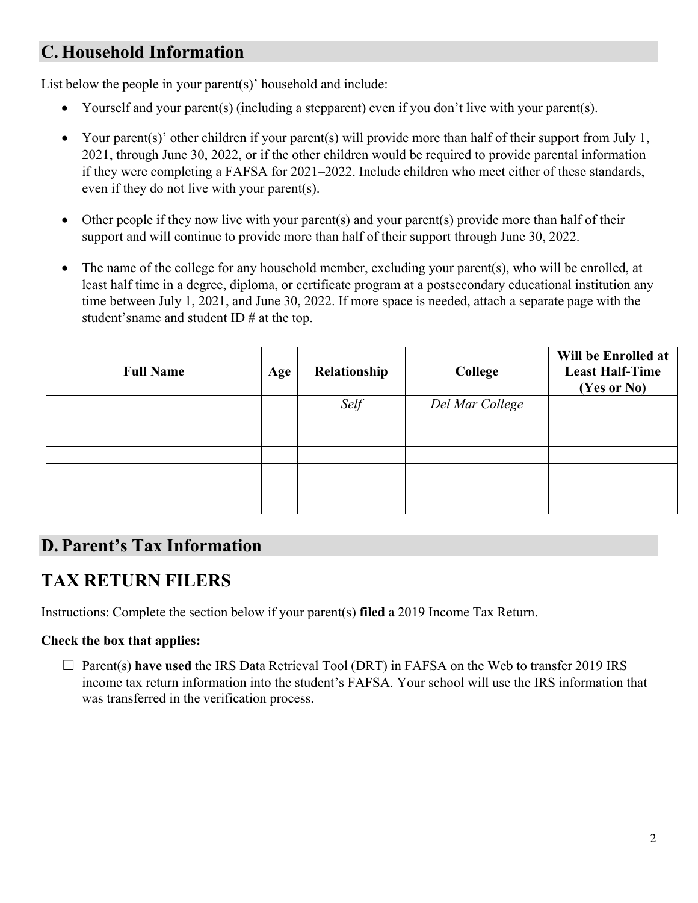## C. Household Information

List below the people in your parent(s)' household and include:

- Yourself and your parent(s) (including a stepparent) even if you don't live with your parent(s).
- Your parent(s)' other children if your parent(s) will provide more than half of their support from July 1, 2021, through June 30, 2022, or if the other children would be required to provide parental information if they were completing a FAFSA for 2021–2022. Include children who meet either of these standards, even if they do not live with your parent(s).
- Other people if they now live with your parent(s) and your parent(s) provide more than half of their support and will continue to provide more than half of their support through June 30, 2022.
- The name of the college for any household member, excluding your parent(s), who will be enrolled, at least half time in a degree, diploma, or certificate program at a postsecondary educational institution any time between July 1, 2021, and June 30, 2022. If more space is needed, attach a separate page with the student'sname and student ID # at the top.

| Full Name | Age | Relationship | College | Will be Enrolled at Least Half-Time (Yes or No) |
|---|---|---|---|---|
| | | *Self* | *Del Mar College* | |
| | | | | |
| | | | | |
| | | | | |
| | | | | |
| | | | | |
| | | | | |

## D. Parent's Tax Information

## TAX RETURN FILERS

Instructions: Complete the section below if your parent(s) **filed** a 2019 Income Tax Return.

**Check the box that applies:**

☐ Parent(s) **have used** the IRS Data Retrieval Tool (DRT) in FAFSA on the Web to transfer 2019 IRS income tax return information into the student's FAFSA. Your school will use the IRS information that was transferred in the verification process.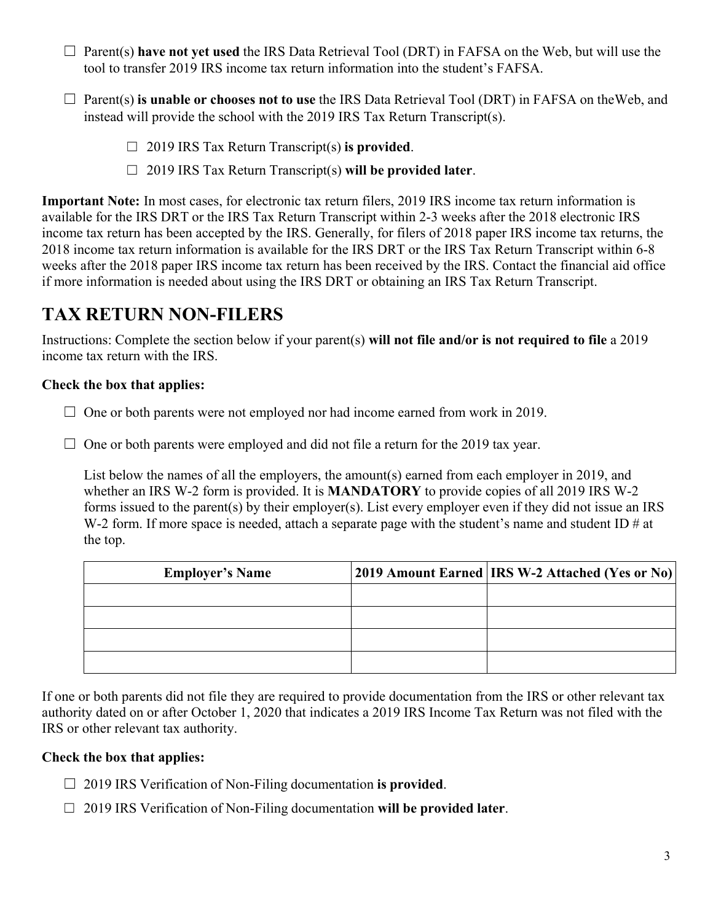- ☐ Parent(s) **have not yet used** the IRS Data Retrieval Tool (DRT) in FAFSA on the Web, but will use the tool to transfer 2019 IRS income tax return information into the student's FAFSA.

- ☐ Parent(s) **is unable or chooses not to use** the IRS Data Retrieval Tool (DRT) in FAFSA on theWeb, and instead will provide the school with the 2019 IRS Tax Return Transcript(s).

    - ☐ 2019 IRS Tax Return Transcript(s) **is provided**.
    - ☐ 2019 IRS Tax Return Transcript(s) **will be provided later**.

**Important Note:** In most cases, for electronic tax return filers, 2019 IRS income tax return information is available for the IRS DRT or the IRS Tax Return Transcript within 2-3 weeks after the 2018 electronic IRS income tax return has been accepted by the IRS. Generally, for filers of 2018 paper IRS income tax returns, the 2018 income tax return information is available for the IRS DRT or the IRS Tax Return Transcript within 6-8 weeks after the 2018 paper IRS income tax return has been received by the IRS. Contact the financial aid office if more information is needed about using the IRS DRT or obtaining an IRS Tax Return Transcript.

# TAX RETURN NON-FILERS

Instructions: Complete the section below if your parent(s) **will not file and/or is not required to file** a 2019 income tax return with the IRS.

**Check the box that applies:**

- ☐ One or both parents were not employed nor had income earned from work in 2019.

- ☐ One or both parents were employed and did not file a return for the 2019 tax year.

  List below the names of all the employers, the amount(s) earned from each employer in 2019, and whether an IRS W-2 form is provided. It is **MANDATORY** to provide copies of all 2019 IRS W-2 forms issued to the parent(s) by their employer(s). List every employer even if they did not issue an IRS W-2 form. If more space is needed, attach a separate page with the student's name and student ID # at the top.

| Employer's Name | 2019 Amount Earned | IRS W-2 Attached (Yes or No) |
|---|---|---|
| | | |
| | | |
| | | |
| | | |

If one or both parents did not file they are required to provide documentation from the IRS or other relevant tax authority dated on or after October 1, 2020 that indicates a 2019 IRS Income Tax Return was not filed with the IRS or other relevant tax authority.

**Check the box that applies:**

- ☐ 2019 IRS Verification of Non-Filing documentation **is provided**.
- ☐ 2019 IRS Verification of Non-Filing documentation **will be provided later**.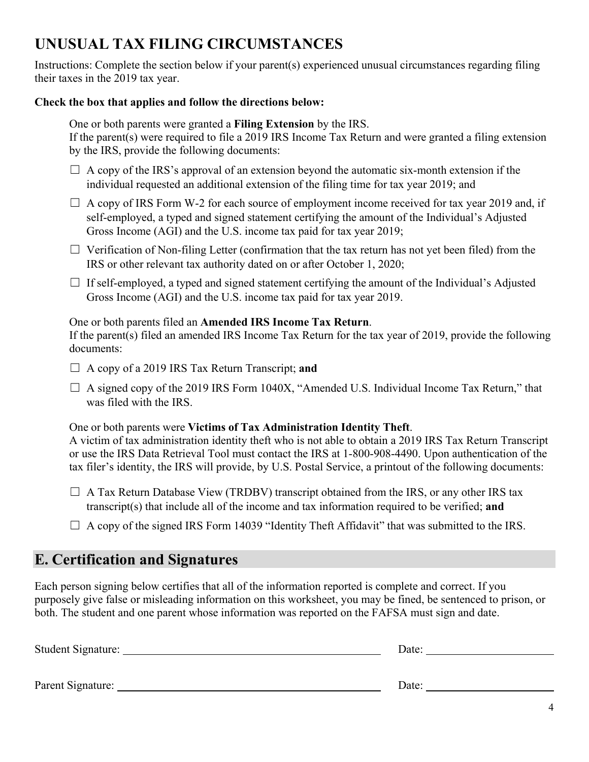## UNUSUAL TAX FILING CIRCUMSTANCES

Instructions: Complete the section below if your parent(s) experienced unusual circumstances regarding filing their taxes in the 2019 tax year.

**Check the box that applies and follow the directions below:**

One or both parents were granted a **Filing Extension** by the IRS.
If the parent(s) were required to file a 2019 IRS Income Tax Return and were granted a filing extension by the IRS, provide the following documents:

- ☐ A copy of the IRS's approval of an extension beyond the automatic six-month extension if the individual requested an additional extension of the filing time for tax year 2019; and
- ☐ A copy of IRS Form W-2 for each source of employment income received for tax year 2019 and, if self-employed, a typed and signed statement certifying the amount of the Individual's Adjusted Gross Income (AGI) and the U.S. income tax paid for tax year 2019;
- ☐ Verification of Non-filing Letter (confirmation that the tax return has not yet been filed) from the IRS or other relevant tax authority dated on or after October 1, 2020;
- ☐ If self-employed, a typed and signed statement certifying the amount of the Individual's Adjusted Gross Income (AGI) and the U.S. income tax paid for tax year 2019.

One or both parents filed an **Amended IRS Income Tax Return**.
If the parent(s) filed an amended IRS Income Tax Return for the tax year of 2019, provide the following documents:

- ☐ A copy of a 2019 IRS Tax Return Transcript; **and**
- ☐ A signed copy of the 2019 IRS Form 1040X, "Amended U.S. Individual Income Tax Return," that was filed with the IRS.

One or both parents were **Victims of Tax Administration Identity Theft**.
A victim of tax administration identity theft who is not able to obtain a 2019 IRS Tax Return Transcript or use the IRS Data Retrieval Tool must contact the IRS at 1-800-908-4490. Upon authentication of the tax filer's identity, the IRS will provide, by U.S. Postal Service, a printout of the following documents:

- ☐ A Tax Return Database View (TRDBV) transcript obtained from the IRS, or any other IRS tax transcript(s) that include all of the income and tax information required to be verified; **and**
- ☐ A copy of the signed IRS Form 14039 "Identity Theft Affidavit" that was submitted to the IRS.

## E. Certification and Signatures

Each person signing below certifies that all of the information reported is complete and correct. If you purposely give false or misleading information on this worksheet, you may be fined, be sentenced to prison, or both. The student and one parent whose information was reported on the FAFSA must sign and date.

Student Signature: ______________________________ Date: ________________

Parent Signature: ______________________________ Date: ________________